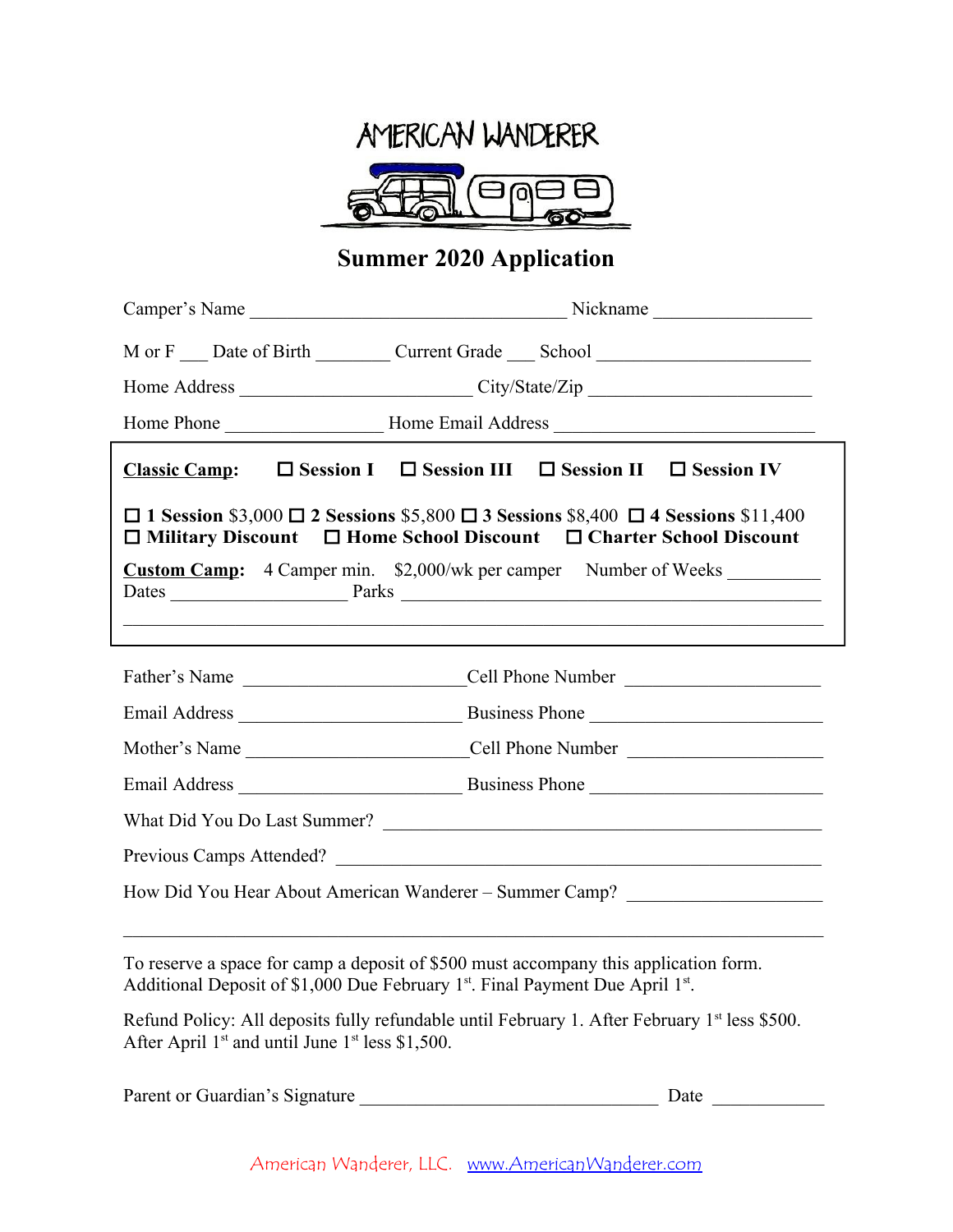# AMERICAN WANDERER

## Summer 2020 Application

Camper's Name _________________________________ Nickname _______________

M or F ___ Date of Birth ________ Current Grade ___ School _____________________

Home Address ________________________ City/State/Zip _______________________

Home Phone ________________ Home Email Address __________________________

**Classic Camp:** ☐ **Session I** ☐ **Session III** ☐ **Session II** ☐ **Session IV**

☐ **1 Session** $3,000 ☐ **2 Sessions** $5,800 ☐ **3 Sessions** $8,400 ☐ **4 Sessions** $11,400
☐ **Military Discount** ☐ **Home School Discount** ☐ **Charter School Discount**

**Custom Camp:** 4 Camper min. $2,000/wk per camper Number of Weeks __________
Dates __________________ Parks _____________________________________________

_____________________________________________________________________________

Father's Name _______________________ Cell Phone Number ____________________

Email Address _______________________ Business Phone ______________________

Mother's Name _______________________ Cell Phone Number ____________________

Email Address _______________________ Business Phone ______________________

What Did You Do Last Summer? _________________________________________

Previous Camps Attended? _____________________________________________

How Did You Hear About American Wanderer – Summer Camp? ____________________

_____________________________________________________________________________

To reserve a space for camp a deposit of $500 must accompany this application form. Additional Deposit of $1,000 Due February 1st. Final Payment Due April 1st.

Refund Policy: All deposits fully refundable until February 1. After February 1st less $500. After April 1st and until June 1st less $1,500.

Parent or Guardian's Signature ________________________________ Date ___________

American Wanderer, LLC. www.AmericanWanderer.com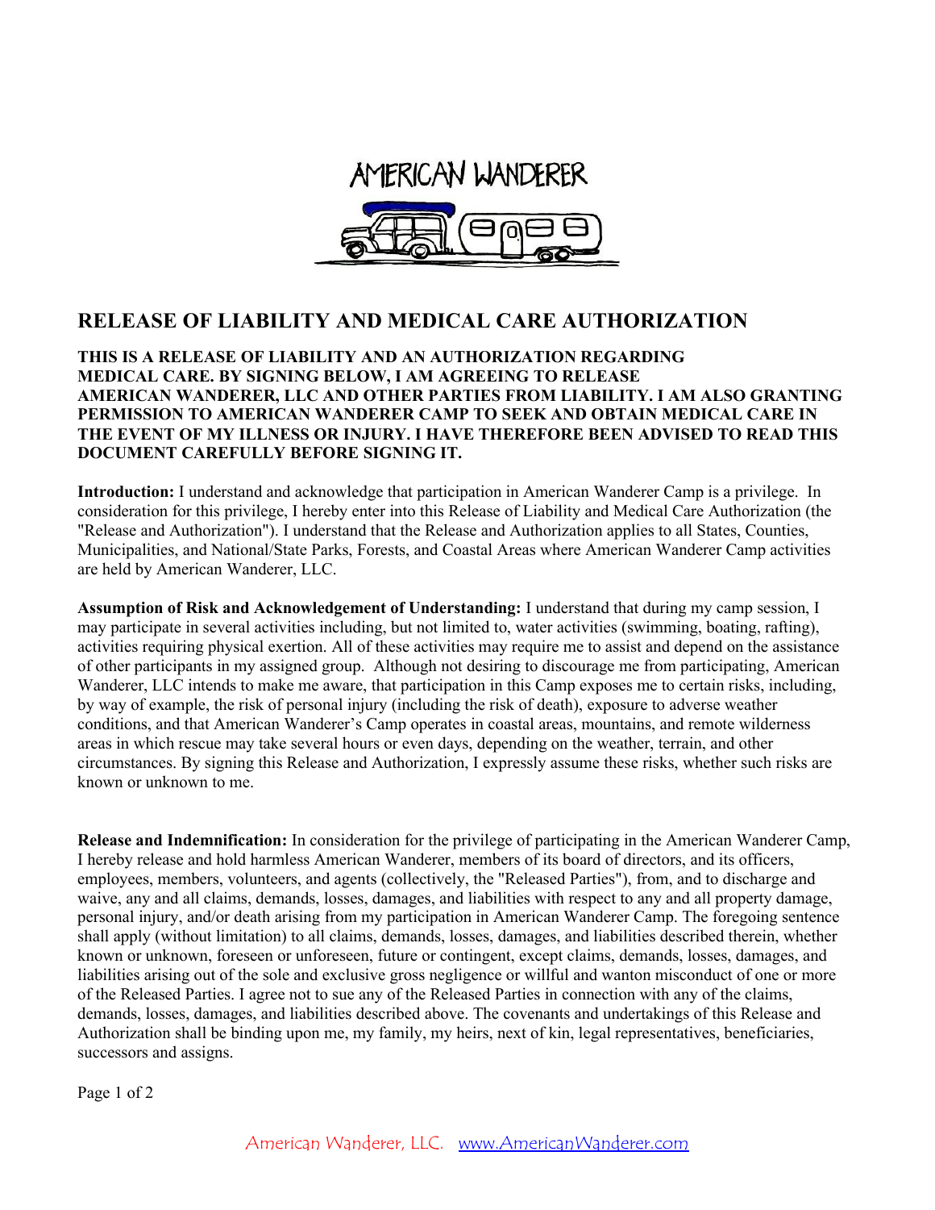AMERICAN WANDERER

# RELEASE OF LIABILITY AND MEDICAL CARE AUTHORIZATION

**THIS IS A RELEASE OF LIABILITY AND AN AUTHORIZATION REGARDING MEDICAL CARE. BY SIGNING BELOW, I AM AGREEING TO RELEASE AMERICAN WANDERER, LLC AND OTHER PARTIES FROM LIABILITY. I AM ALSO GRANTING PERMISSION TO AMERICAN WANDERER CAMP TO SEEK AND OBTAIN MEDICAL CARE IN THE EVENT OF MY ILLNESS OR INJURY. I HAVE THEREFORE BEEN ADVISED TO READ THIS DOCUMENT CAREFULLY BEFORE SIGNING IT.**

**Introduction:** I understand and acknowledge that participation in American Wanderer Camp is a privilege. In consideration for this privilege, I hereby enter into this Release of Liability and Medical Care Authorization (the "Release and Authorization"). I understand that the Release and Authorization applies to all States, Counties, Municipalities, and National/State Parks, Forests, and Coastal Areas where American Wanderer Camp activities are held by American Wanderer, LLC.

**Assumption of Risk and Acknowledgement of Understanding:** I understand that during my camp session, I may participate in several activities including, but not limited to, water activities (swimming, boating, rafting), activities requiring physical exertion. All of these activities may require me to assist and depend on the assistance of other participants in my assigned group. Although not desiring to discourage me from participating, American Wanderer, LLC intends to make me aware, that participation in this Camp exposes me to certain risks, including, by way of example, the risk of personal injury (including the risk of death), exposure to adverse weather conditions, and that American Wanderer's Camp operates in coastal areas, mountains, and remote wilderness areas in which rescue may take several hours or even days, depending on the weather, terrain, and other circumstances. By signing this Release and Authorization, I expressly assume these risks, whether such risks are known or unknown to me.

**Release and Indemnification:** In consideration for the privilege of participating in the American Wanderer Camp, I hereby release and hold harmless American Wanderer, members of its board of directors, and its officers, employees, members, volunteers, and agents (collectively, the "Released Parties"), from, and to discharge and waive, any and all claims, demands, losses, damages, and liabilities with respect to any and all property damage, personal injury, and/or death arising from my participation in American Wanderer Camp. The foregoing sentence shall apply (without limitation) to all claims, demands, losses, damages, and liabilities described therein, whether known or unknown, foreseen or unforeseen, future or contingent, except claims, demands, losses, damages, and liabilities arising out of the sole and exclusive gross negligence or willful and wanton misconduct of one or more of the Released Parties. I agree not to sue any of the Released Parties in connection with any of the claims, demands, losses, damages, and liabilities described above. The covenants and undertakings of this Release and Authorization shall be binding upon me, my family, my heirs, next of kin, legal representatives, beneficiaries, successors and assigns.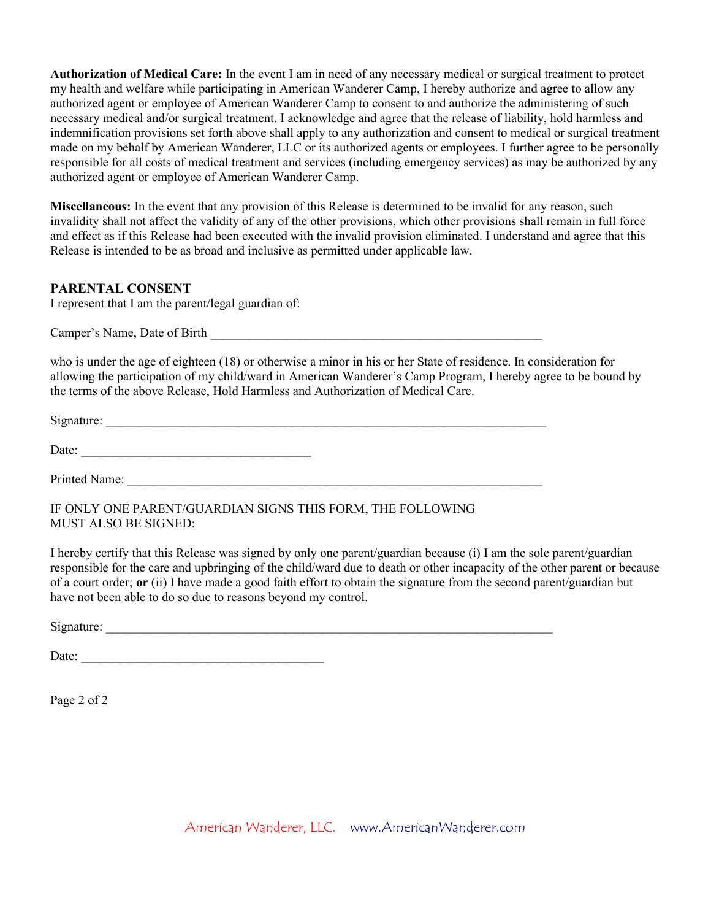**Authorization of Medical Care:** In the event I am in need of any necessary medical or surgical treatment to protect my health and welfare while participating in American Wanderer Camp, I hereby authorize and agree to allow any authorized agent or employee of American Wanderer Camp to consent to and authorize the administering of such necessary medical and/or surgical treatment. I acknowledge and agree that the release of liability, hold harmless and indemnification provisions set forth above shall apply to any authorization and consent to medical or surgical treatment made on my behalf by American Wanderer, LLC or its authorized agents or employees. I further agree to be personally responsible for all costs of medical treatment and services (including emergency services) as may be authorized by any authorized agent or employee of American Wanderer Camp.

**Miscellaneous:** In the event that any provision of this Release is determined to be invalid for any reason, such invalidity shall not affect the validity of any of the other provisions, which other provisions shall remain in full force and effect as if this Release had been executed with the invalid provision eliminated. I understand and agree that this Release is intended to be as broad and inclusive as permitted under applicable law.

**PARENTAL CONSENT**

I represent that I am the parent/legal guardian of:

Camper's Name, Date of Birth ____________________________________________________

who is under the age of eighteen (18) or otherwise a minor in his or her State of residence. In consideration for allowing the participation of my child/ward in American Wanderer's Camp Program, I hereby agree to be bound by the terms of the above Release, Hold Harmless and Authorization of Medical Care.

Signature: ______________________________________________________________________

Date: ____________________________________

Printed Name: ______________________________________________________________

IF ONLY ONE PARENT/GUARDIAN SIGNS THIS FORM, THE FOLLOWING MUST ALSO BE SIGNED:

I hereby certify that this Release was signed by only one parent/guardian because (i) I am the sole parent/guardian responsible for the care and upbringing of the child/ward due to death or other incapacity of the other parent or because of a court order; **or** (ii) I have made a good faith effort to obtain the signature from the second parent/guardian but have not been able to do so due to reasons beyond my control.

Signature: _______________________________________________________________________

Date: ______________________________________

American Wanderer, LLC. www.AmericanWanderer.com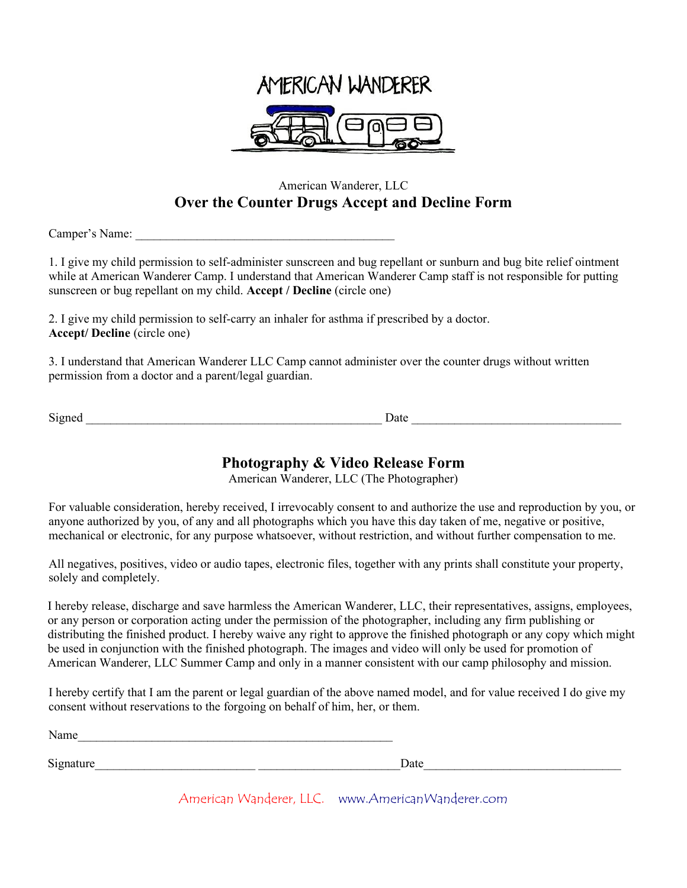AMERICAN WANDERER

American Wanderer, LLC

## Over the Counter Drugs Accept and Decline Form

Camper's Name: ___________________________________________

1. I give my child permission to self-administer sunscreen and bug repellant or sunburn and bug bite relief ointment while at American Wanderer Camp. I understand that American Wanderer Camp staff is not responsible for putting sunscreen or bug repellant on my child. **Accept / Decline** (circle one)

2. I give my child permission to self-carry an inhaler for asthma if prescribed by a doctor. **Accept/ Decline** (circle one)

3. I understand that American Wanderer LLC Camp cannot administer over the counter drugs without written permission from a doctor and a parent/legal guardian.

Signed _________________________________________________ Date __________________________________

## Photography & Video Release Form

American Wanderer, LLC (The Photographer)

For valuable consideration, hereby received, I irrevocably consent to and authorize the use and reproduction by you, or anyone authorized by you, of any and all photographs which you have this day taken of me, negative or positive, mechanical or electronic, for any purpose whatsoever, without restriction, and without further compensation to me.

All negatives, positives, video or audio tapes, electronic files, together with any prints shall constitute your property, solely and completely.

I hereby release, discharge and save harmless the American Wanderer, LLC, their representatives, assigns, employees, or any person or corporation acting under the permission of the photographer, including any firm publishing or distributing the finished product. I hereby waive any right to approve the finished photograph or any copy which might be used in conjunction with the finished photograph. The images and video will only be used for promotion of American Wanderer, LLC Summer Camp and only in a manner consistent with our camp philosophy and mission.

I hereby certify that I am the parent or legal guardian of the above named model, and for value received I do give my consent without reservations to the forgoing on behalf of him, her, or them.

Name___________________________________________________

Signature_________________________ ______________________Date_______________________________

American Wanderer, LLC. www.AmericanWanderer.com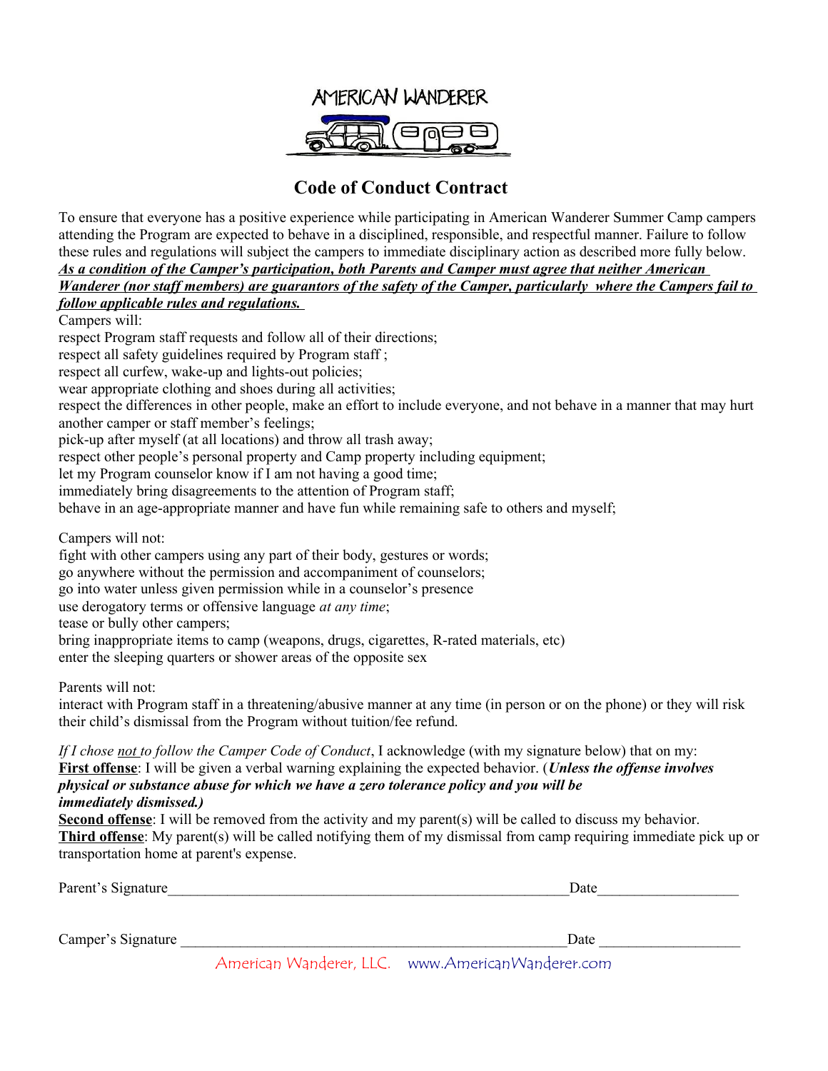AMERICAN WANDERER

# Code of Conduct Contract

To ensure that everyone has a positive experience while participating in American Wanderer Summer Camp campers attending the Program are expected to behave in a disciplined, responsible, and respectful manner. Failure to follow these rules and regulations will subject the campers to immediate disciplinary action as described more fully below. ***<u>As a condition of the Camper's participation, both Parents and Camper must agree that neither American Wanderer (nor staff members) are guarantors of the safety of the Camper, particularly where the Campers fail to follow applicable rules and regulations.</u>***

Campers will:

respect Program staff requests and follow all of their directions;
respect all safety guidelines required by Program staff ;
respect all curfew, wake-up and lights-out policies;
wear appropriate clothing and shoes during all activities;
respect the differences in other people, make an effort to include everyone, and not behave in a manner that may hurt another camper or staff member's feelings;
pick-up after myself (at all locations) and throw all trash away;
respect other people's personal property and Camp property including equipment;
let my Program counselor know if I am not having a good time;
immediately bring disagreements to the attention of Program staff;
behave in an age-appropriate manner and have fun while remaining safe to others and myself;

Campers will not:

fight with other campers using any part of their body, gestures or words;
go anywhere without the permission and accompaniment of counselors;
go into water unless given permission while in a counselor's presence
use derogatory terms or offensive language *at any time*;
tease or bully other campers;
bring inappropriate items to camp (weapons, drugs, cigarettes, R-rated materials, etc)
enter the sleeping quarters or shower areas of the opposite sex

Parents will not:

interact with Program staff in a threatening/abusive manner at any time (in person or on the phone) or they will risk their child's dismissal from the Program without tuition/fee refund.

*If I chose <u>not</u> to follow the Camper Code of Conduct*, I acknowledge (with my signature below) that on my:

**<u>First offense</u>**: I will be given a verbal warning explaining the expected behavior. (***Unless the offense involves physical or substance abuse for which we have a zero tolerance policy and you will be immediately dismissed.)***

**<u>Second offense</u>**: I will be removed from the activity and my parent(s) will be called to discuss my behavior.

**<u>Third offense</u>**: My parent(s) will be called notifying them of my dismissal from camp requiring immediate pick up or transportation home at parent's expense.

Parent's Signature_______________________________________________________Date___________________

Camper's Signature _____________________________________________________Date ___________________

American Wanderer, LLC. www.AmericanWanderer.com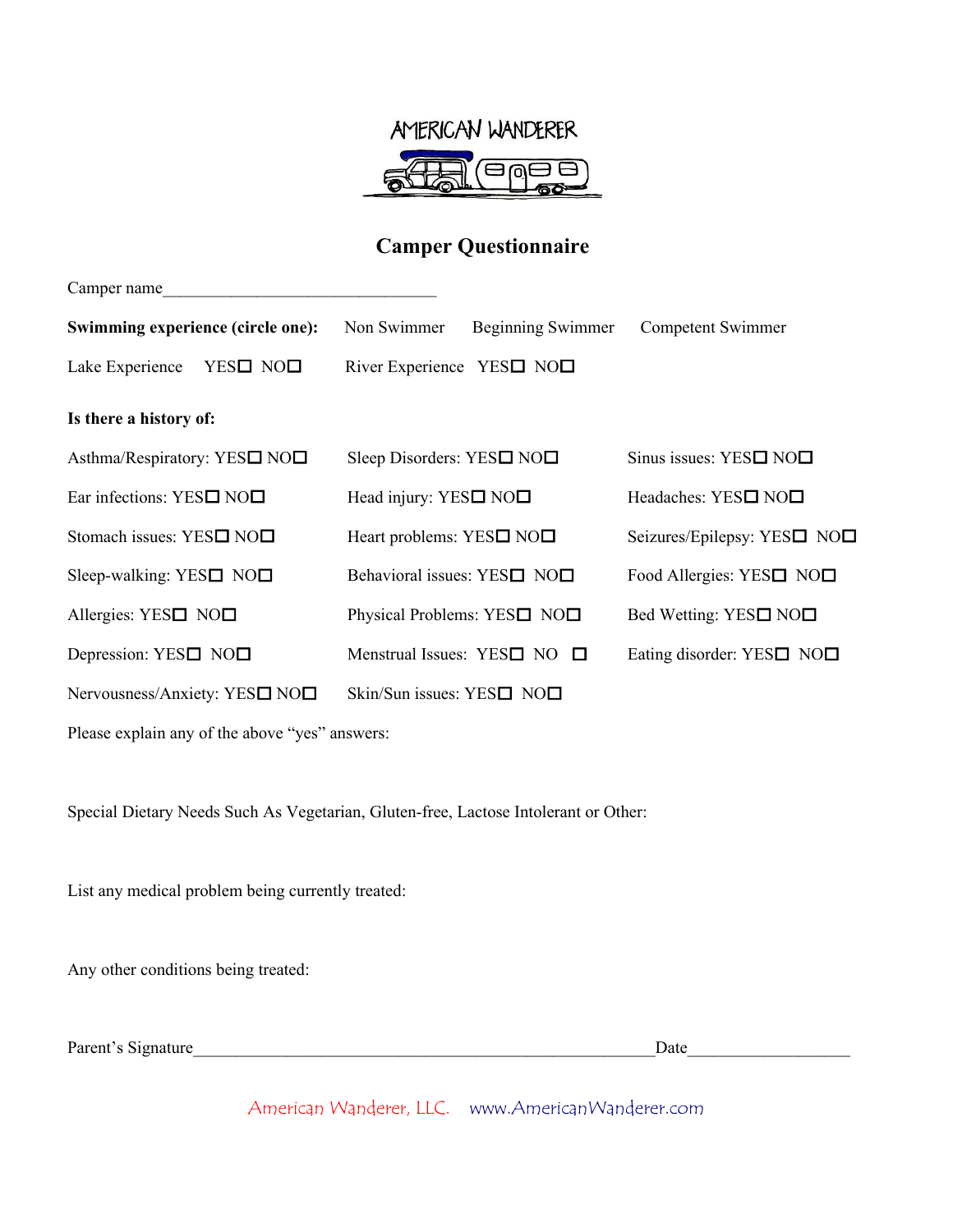AMERICAN WANDERER

# Camper Questionnaire

Camper name_______________________________

**Swimming experience (circle one):** Non Swimmer    Beginning Swimmer    Competent Swimmer

Lake Experience  YES☐ NO☐    River Experience  YES☐ NO☐

**Is there a history of:**

| | | |
|---|---|---|
| Asthma/Respiratory: YES☐ NO☐ | Sleep Disorders: YES☐ NO☐ | Sinus issues: YES☐ NO☐ |
| Ear infections: YES☐ NO☐ | Head injury: YES☐ NO☐ | Headaches: YES☐ NO☐ |
| Stomach issues: YES☐ NO☐ | Heart problems: YES☐ NO☐ | Seizures/Epilepsy: YES☐ NO☐ |
| Sleep-walking: YES☐ NO☐ | Behavioral issues: YES☐ NO☐ | Food Allergies: YES☐ NO☐ |
| Allergies: YES☐ NO☐ | Physical Problems: YES☐ NO☐ | Bed Wetting: YES☐ NO☐ |
| Depression: YES☐ NO☐ | Menstrual Issues: YES☐ NO ☐ | Eating disorder: YES☐ NO☐ |
| Nervousness/Anxiety: YES☐ NO☐ | Skin/Sun issues: YES☐ NO☐ | |

Please explain any of the above "yes" answers:

Special Dietary Needs Such As Vegetarian, Gluten-free, Lactose Intolerant or Other:

List any medical problem being currently treated:

Any other conditions being treated:

Parent's Signature_______________________________________________________Date___________________

American Wanderer, LLC.  www.AmericanWanderer.com